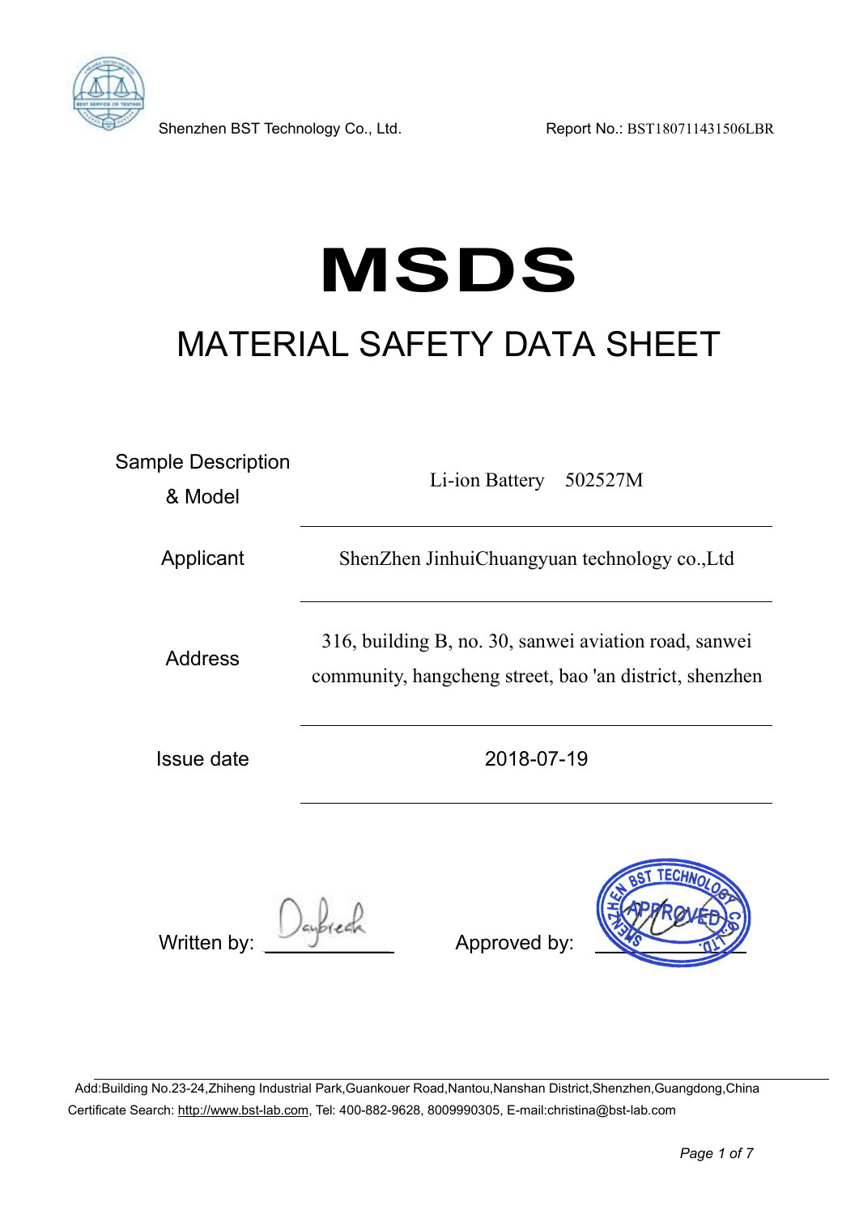Shenzhen BST Technology Co., Ltd. Report No.: BST180711431506LBR

# MSDS

## MATERIAL SAFETY DATA SHEET

| Sample Description & Model | Li-ion Battery 502527M |
|---|---|
| Applicant | ShenZhen JinhuiChuangyuan technology co.,Ltd |
| Address | 316, building B, no. 30, sanwei aviation road, sanwei community, hangcheng street, bao 'an district, shenzhen |
| Issue date | 2018-07-19 |

Written by: Daybreak Approved by: SHENZHEN BST TECHNOLOGY CO.,LTD. APPROVED

Add:Building No.23-24,Zhiheng Industrial Park,Guankouer Road,Nantou,Nanshan District,Shenzhen,Guangdong,China
Certificate Search: http://www.bst-lab.com, Tel: 400-882-9628, 8009990305, E-mail:christina@bst-lab.com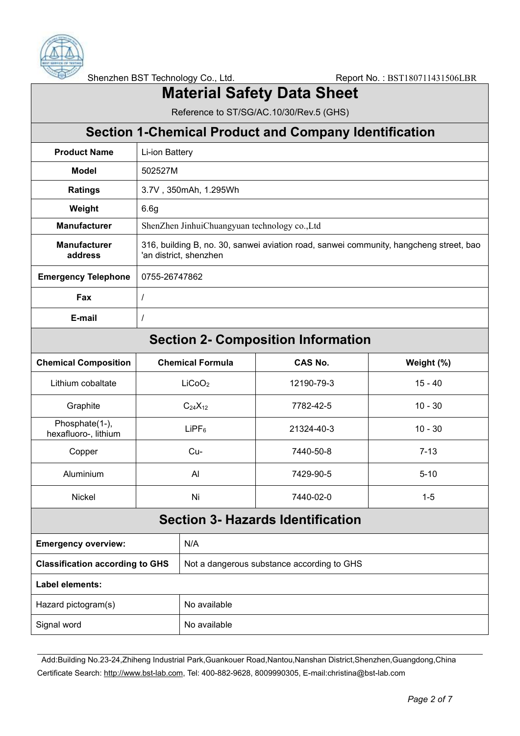# Material Safety Data Sheet

Reference to ST/SG/AC.10/30/Rev.5 (GHS)

## Section 1-Chemical Product and Company Identification

| **Product Name** | Li-ion Battery |
|---|---|
| **Model** | 502527M |
| **Ratings** | 3.7V , 350mAh, 1.295Wh |
| **Weight** | 6.6g |
| **Manufacturer** | ShenZhen JinhuiChuangyuan technology co.,Ltd |
| **Manufacturer address** | 316, building B, no. 30, sanwei aviation road, sanwei community, hangcheng street, bao 'an district, shenzhen |
| **Emergency Telephone** | 0755-26747862 |
| **Fax** | / |
| **E-mail** | / |

## Section 2- Composition Information

| **Chemical Composition** | **Chemical Formula** | **CAS No.** | **Weight (%)** |
|---|---|---|---|
| Lithium cobaltate | $LiCoO_2$ | 12190-79-3 | 15 - 40 |
| Graphite | $C_{24}X_{12}$ | 7782-42-5 | 10 - 30 |
| Phosphate(1-), hexafluoro-, lithium | $LiPF_6$ | 21324-40-3 | 10 - 30 |
| Copper | Cu- | 7440-50-8 | 7-13 |
| Aluminium | Al | 7429-90-5 | 5-10 |
| Nickel | Ni | 7440-02-0 | 1-5 |

## Section 3- Hazards Identification

| **Emergency overview:** | N/A |
|---|---|
| **Classification according to GHS** | Not a dangerous substance according to GHS |
| **Label elements:** | |
| Hazard pictogram(s) | No available |
| Signal word | No available |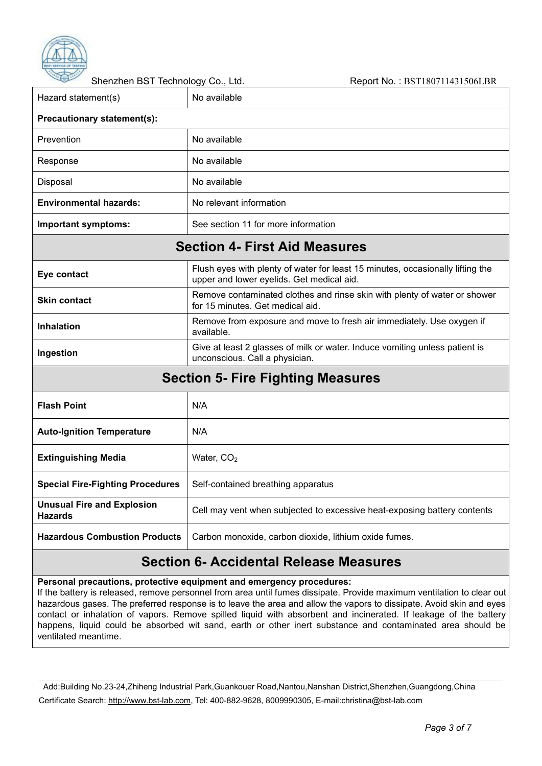| Hazard statement(s) | No available |
|---|---|
| **Precautionary statement(s):** | |
| Prevention | No available |
| Response | No available |
| Disposal | No available |
| **Environmental hazards:** | No relevant information |
| **Important symptoms:** | See section 11 for more information |

## Section 4- First Aid Measures

| | |
|---|---|
| **Eye contact** | Flush eyes with plenty of water for least 15 minutes, occasionally lifting the upper and lower eyelids. Get medical aid. |
| **Skin contact** | Remove contaminated clothes and rinse skin with plenty of water or shower for 15 minutes. Get medical aid. |
| **Inhalation** | Remove from exposure and move to fresh air immediately. Use oxygen if available. |
| **Ingestion** | Give at least 2 glasses of milk or water. Induce vomiting unless patient is unconscious. Call a physician. |

## Section 5- Fire Fighting Measures

| | |
|---|---|
| **Flash Point** | N/A |
| **Auto-Ignition Temperature** | N/A |
| **Extinguishing Media** | Water, $CO_2$ |
| **Special Fire-Fighting Procedures** | Self-contained breathing apparatus |
| **Unusual Fire and Explosion Hazards** | Cell may vent when subjected to excessive heat-exposing battery contents |
| **Hazardous Combustion Products** | Carbon monoxide, carbon dioxide, lithium oxide fumes. |

## Section 6- Accidental Release Measures

**Personal precautions, protective equipment and emergency procedures:**
If the battery is released, remove personnel from area until fumes dissipate. Provide maximum ventilation to clear out hazardous gases. The preferred response is to leave the area and allow the vapors to dissipate. Avoid skin and eyes contact or inhalation of vapors. Remove spilled liquid with absorbent and incinerated. If leakage of the battery happens, liquid could be absorbed wit sand, earth or other inert substance and contaminated area should be ventilated meantime.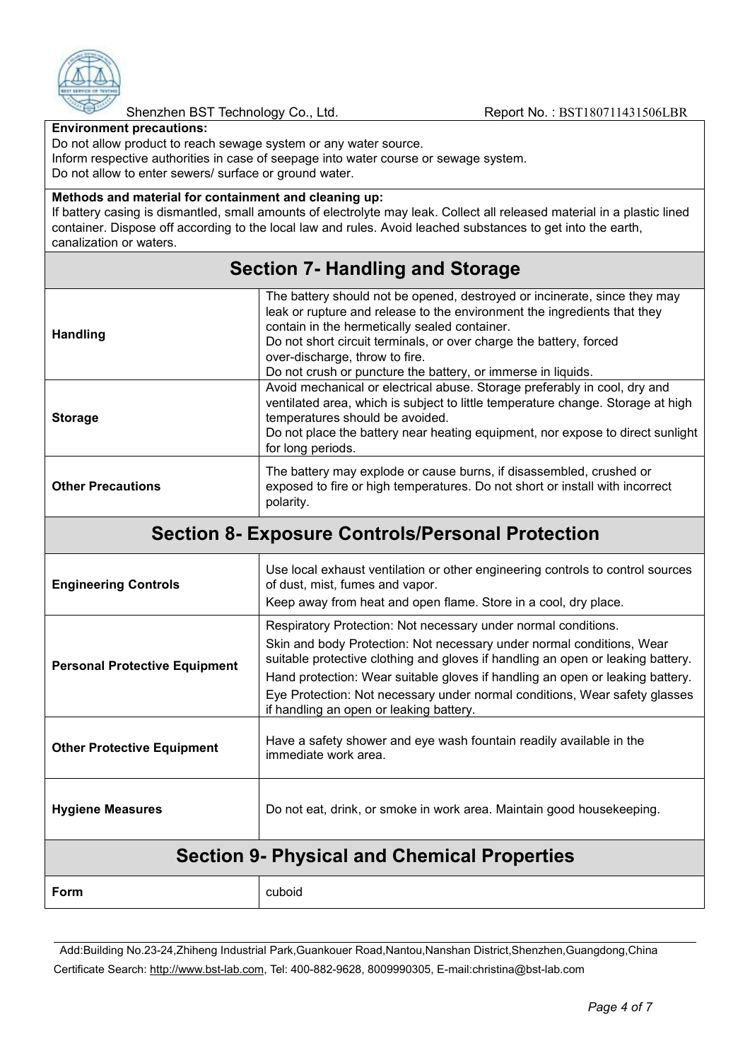**Environment precautions:**

Do not allow product to reach sewage system or any water source.
Inform respective authorities in case of seepage into water course or sewage system.
Do not allow to enter sewers/ surface or ground water.

**Methods and material for containment and cleaning up:**

If battery casing is dismantled, small amounts of electrolyte may leak. Collect all released material in a plastic lined container. Dispose off according to the local law and rules. Avoid leached substances to get into the earth, canalization or waters.

## Section 7- Handling and Storage

| | |
|---|---|
| **Handling** | The battery should not be opened, destroyed or incinerate, since they may leak or rupture and release to the environment the ingredients that they contain in the hermetically sealed container.<br>Do not short circuit terminals, or over charge the battery, forced over-discharge, throw to fire.<br>Do not crush or puncture the battery, or immerse in liquids. |
| **Storage** | Avoid mechanical or electrical abuse. Storage preferably in cool, dry and ventilated area, which is subject to little temperature change. Storage at high temperatures should be avoided.<br>Do not place the battery near heating equipment, nor expose to direct sunlight for long periods. |
| **Other Precautions** | The battery may explode or cause burns, if disassembled, crushed or exposed to fire or high temperatures. Do not short or install with incorrect polarity. |

## Section 8- Exposure Controls/Personal Protection

| | |
|---|---|
| **Engineering Controls** | Use local exhaust ventilation or other engineering controls to control sources of dust, mist, fumes and vapor.<br>Keep away from heat and open flame. Store in a cool, dry place. |
| **Personal Protective Equipment** | Respiratory Protection: Not necessary under normal conditions.<br>Skin and body Protection: Not necessary under normal conditions, Wear suitable protective clothing and gloves if handling an open or leaking battery.<br>Hand protection: Wear suitable gloves if handling an open or leaking battery.<br>Eye Protection: Not necessary under normal conditions, Wear safety glasses if handling an open or leaking battery. |
| **Other Protective Equipment** | Have a safety shower and eye wash fountain readily available in the immediate work area. |
| **Hygiene Measures** | Do not eat, drink, or smoke in work area. Maintain good housekeeping. |

## Section 9- Physical and Chemical Properties

| | |
|---|---|
| **Form** | cuboid |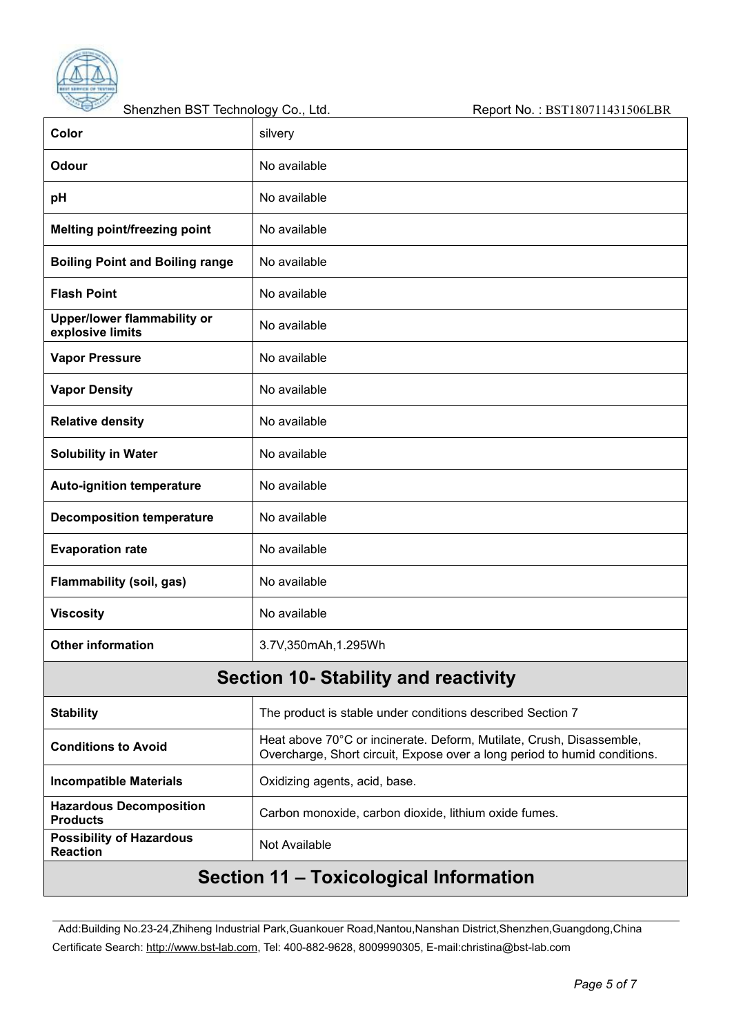| | |
|---|---|
| **Color** | silvery |
| **Odour** | No available |
| **pH** | No available |
| **Melting point/freezing point** | No available |
| **Boiling Point and Boiling range** | No available |
| **Flash Point** | No available |
| **Upper/lower flammability or explosive limits** | No available |
| **Vapor Pressure** | No available |
| **Vapor Density** | No available |
| **Relative density** | No available |
| **Solubility in Water** | No available |
| **Auto-ignition temperature** | No available |
| **Decomposition temperature** | No available |
| **Evaporation rate** | No available |
| **Flammability (soil, gas)** | No available |
| **Viscosity** | No available |
| **Other information** | 3.7V,350mAh,1.295Wh |

## Section 10- Stability and reactivity

| | |
|---|---|
| **Stability** | The product is stable under conditions described Section 7 |
| **Conditions to Avoid** | Heat above 70°C or incinerate. Deform, Mutilate, Crush, Disassemble, Overcharge, Short circuit, Expose over a long period to humid conditions. |
| **Incompatible Materials** | Oxidizing agents, acid, base. |
| **Hazardous Decomposition Products** | Carbon monoxide, carbon dioxide, lithium oxide fumes. |
| **Possibility of Hazardous Reaction** | Not Available |

## Section 11 – Toxicological Information

Add:Building No.23-24,Zhiheng Industrial Park,Guankouer Road,Nantou,Nanshan District,Shenzhen,Guangdong,China
Certificate Search: http://www.bst-lab.com, Tel: 400-882-9628, 8009990305, E-mail:christina@bst-lab.com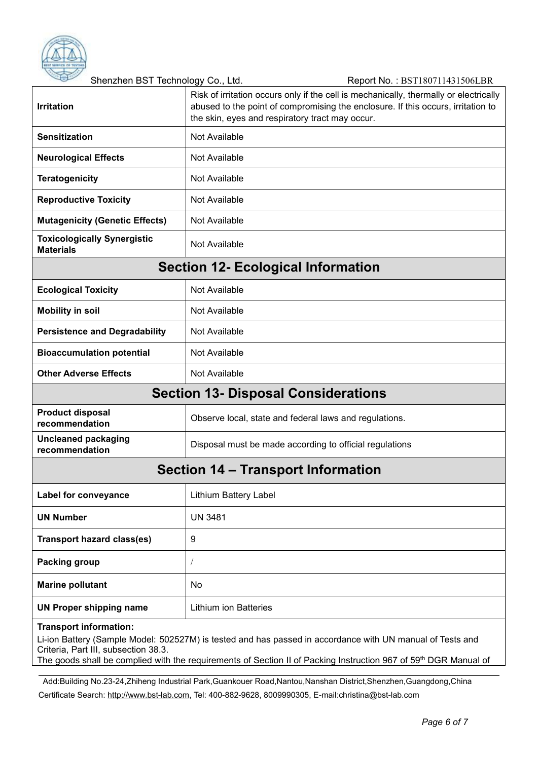| | |
|---|---|
| **Irritation** | Risk of irritation occurs only if the cell is mechanically, thermally or electrically abused to the point of compromising the enclosure. If this occurs, irritation to the skin, eyes and respiratory tract may occur. |
| **Sensitization** | Not Available |
| **Neurological Effects** | Not Available |
| **Teratogenicity** | Not Available |
| **Reproductive Toxicity** | Not Available |
| **Mutagenicity (Genetic Effects)** | Not Available |
| **Toxicologically Synergistic Materials** | Not Available |

## Section 12- Ecological Information

| | |
|---|---|
| **Ecological Toxicity** | Not Available |
| **Mobility in soil** | Not Available |
| **Persistence and Degradability** | Not Available |
| **Bioaccumulation potential** | Not Available |
| **Other Adverse Effects** | Not Available |

## Section 13- Disposal Considerations

| | |
|---|---|
| **Product disposal recommendation** | Observe local, state and federal laws and regulations. |
| **Uncleaned packaging recommendation** | Disposal must be made according to official regulations |

## Section 14 – Transport Information

| | |
|---|---|
| **Label for conveyance** | Lithium Battery Label |
| **UN Number** | UN 3481 |
| **Transport hazard class(es)** | 9 |
| **Packing group** | / |
| **Marine pollutant** | No |
| **UN Proper shipping name** | Lithium ion Batteries |

**Transport information:**

Li-ion Battery (Sample Model: 502527M) is tested and has passed in accordance with UN manual of Tests and Criteria, Part III, subsection 38.3.

The goods shall be complied with the requirements of Section II of Packing Instruction 967 of 59th DGR Manual of

Add:Building No.23-24,Zhiheng Industrial Park,Guankouer Road,Nantou,Nanshan District,Shenzhen,Guangdong,China

Certificate Search: http://www.bst-lab.com, Tel: 400-882-9628, 8009990305, E-mail:christina@bst-lab.com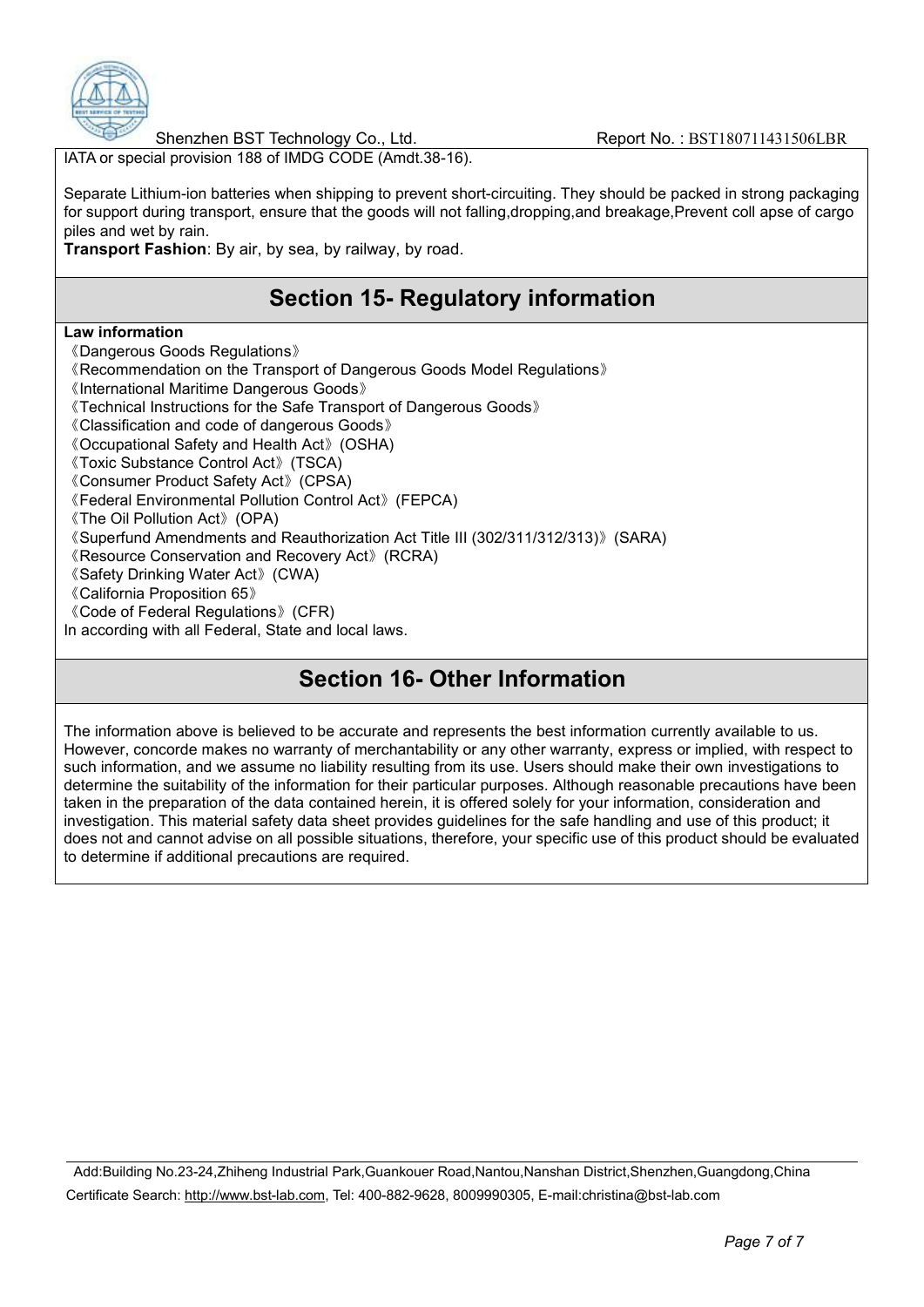IATA or special provision 188 of IMDG CODE (Amdt.38-16).

Separate Lithium-ion batteries when shipping to prevent short-circuiting. They should be packed in strong packaging for support during transport, ensure that the goods will not falling,dropping,and breakage,Prevent coll apse of cargo piles and wet by rain.

**Transport Fashion**: By air, by sea, by railway, by road.

## Section 15- Regulatory information

**Law information**

《Dangerous Goods Regulations》
《Recommendation on the Transport of Dangerous Goods Model Regulations》
《International Maritime Dangerous Goods》
《Technical Instructions for the Safe Transport of Dangerous Goods》
《Classification and code of dangerous Goods》
《Occupational Safety and Health Act》(OSHA)
《Toxic Substance Control Act》(TSCA)
《Consumer Product Safety Act》(CPSA)
《Federal Environmental Pollution Control Act》(FEPCA)
《The Oil Pollution Act》(OPA)
《Superfund Amendments and Reauthorization Act Title III (302/311/312/313)》(SARA)
《Resource Conservation and Recovery Act》(RCRA)
《Safety Drinking Water Act》(CWA)
《California Proposition 65》
《Code of Federal Regulations》(CFR)
In according with all Federal, State and local laws.

## Section 16- Other Information

The information above is believed to be accurate and represents the best information currently available to us. However, concorde makes no warranty of merchantability or any other warranty, express or implied, with respect to such information, and we assume no liability resulting from its use. Users should make their own investigations to determine the suitability of the information for their particular purposes. Although reasonable precautions have been taken in the preparation of the data contained herein, it is offered solely for your information, consideration and investigation. This material safety data sheet provides guidelines for the safe handling and use of this product; it does not and cannot advise on all possible situations, therefore, your specific use of this product should be evaluated to determine if additional precautions are required.